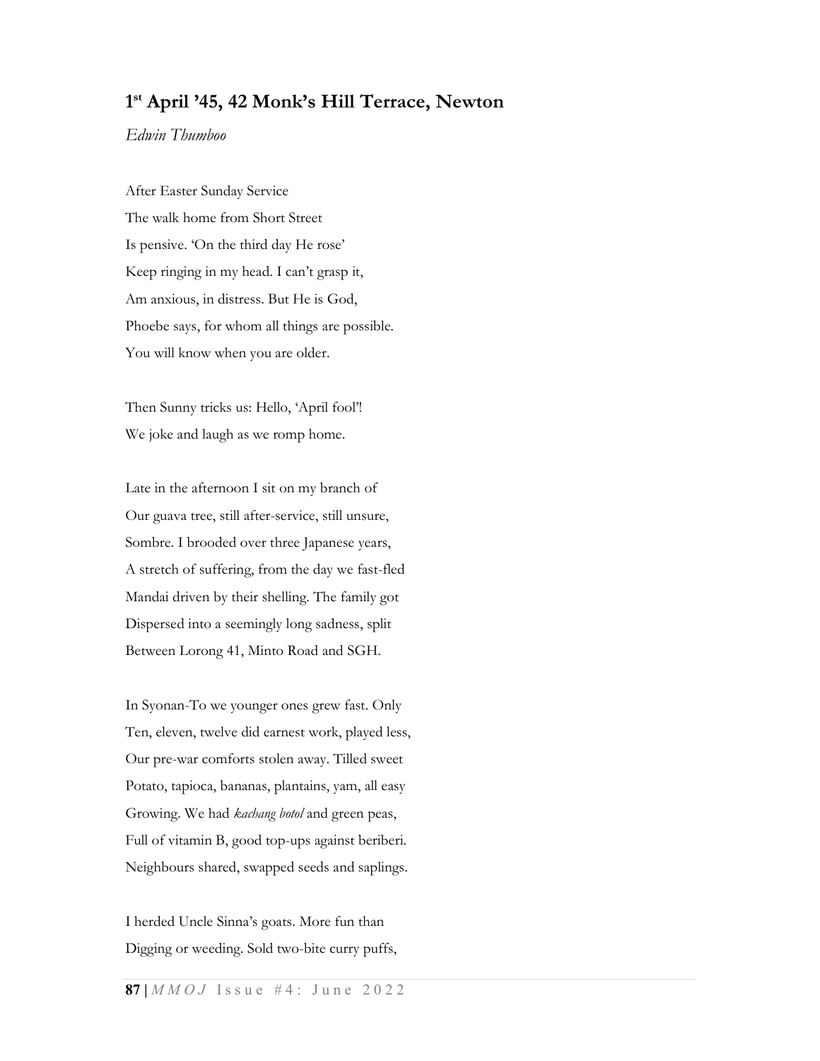## 1st April '45, 42 Monk's Hill Terrace, Newton

*Edwin Thumboo*

After Easter Sunday Service  
The walk home from Short Street  
Is pensive. 'On the third day He rose'  
Keep ringing in my head. I can't grasp it,  
Am anxious, in distress. But He is God,  
Phoebe says, for whom all things are possible.  
You will know when you are older.

Then Sunny tricks us: Hello, 'April fool'!  
We joke and laugh as we romp home.

Late in the afternoon I sit on my branch of  
Our guava tree, still after-service, still unsure,  
Sombre. I brooded over three Japanese years,  
A stretch of suffering, from the day we fast-fled  
Mandai driven by their shelling. The family got  
Dispersed into a seemingly long sadness, split  
Between Lorong 41, Minto Road and SGH.

In Syonan-To we younger ones grew fast. Only  
Ten, eleven, twelve did earnest work, played less,  
Our pre-war comforts stolen away. Tilled sweet  
Potato, tapioca, bananas, plantains, yam, all easy  
Growing. We had *kachang botol* and green peas,  
Full of vitamin B, good top-ups against beriberi.  
Neighbours shared, swapped seeds and saplings.

I herded Uncle Sinna's goats. More fun than  
Digging or weeding. Sold two-bite curry puffs,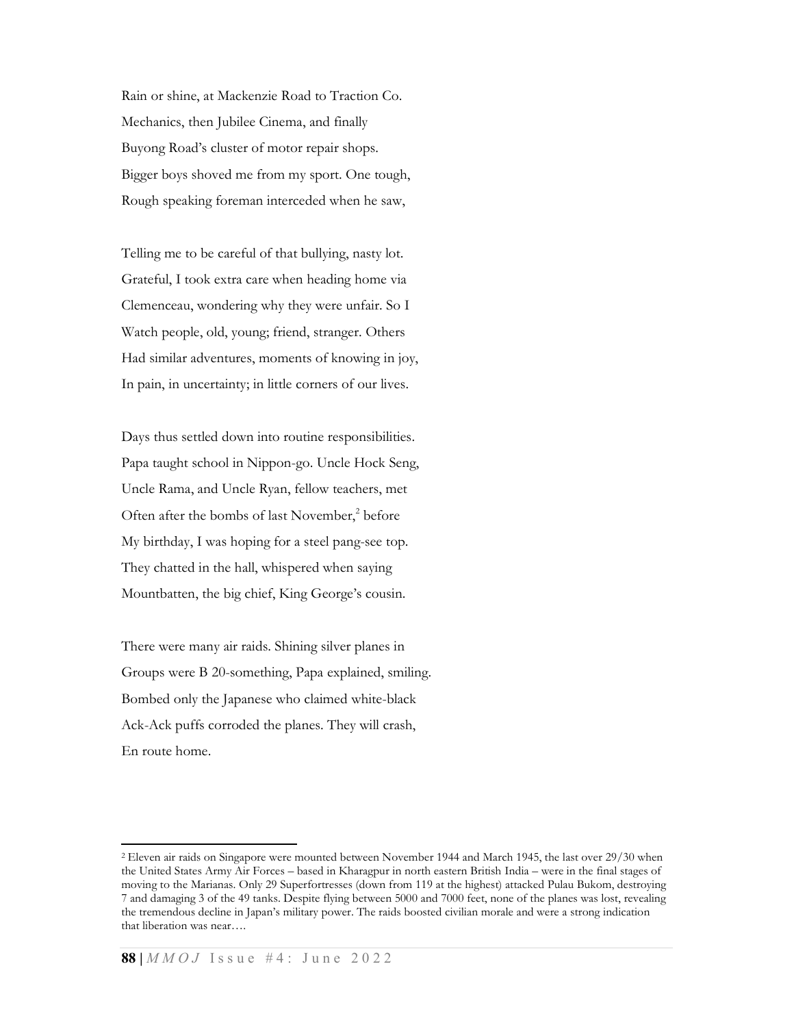Rain or shine, at Mackenzie Road to Traction Co.  
Mechanics, then Jubilee Cinema, and finally  
Buyong Road's cluster of motor repair shops.  
Bigger boys shoved me from my sport. One tough,  
Rough speaking foreman interceded when he saw,

Telling me to be careful of that bullying, nasty lot.  
Grateful, I took extra care when heading home via  
Clemenceau, wondering why they were unfair. So I  
Watch people, old, young; friend, stranger. Others  
Had similar adventures, moments of knowing in joy,  
In pain, in uncertainty; in little corners of our lives.

Days thus settled down into routine responsibilities.  
Papa taught school in Nippon-go. Uncle Hock Seng,  
Uncle Rama, and Uncle Ryan, fellow teachers, met  
Often after the bombs of last November,[2] before  
My birthday, I was hoping for a steel pang-see top.  
They chatted in the hall, whispered when saying  
Mountbatten, the big chief, King George's cousin.

There were many air raids. Shining silver planes in  
Groups were B 20-something, Papa explained, smiling.  
Bombed only the Japanese who claimed white-black  
Ack-Ack puffs corroded the planes. They will crash,  
En route home.

---

[2] Eleven air raids on Singapore were mounted between November 1944 and March 1945, the last over 29/30 when the United States Army Air Forces – based in Kharagpur in north eastern British India – were in the final stages of moving to the Marianas. Only 29 Superfortresses (down from 119 at the highest) attacked Pulau Bukom, destroying 7 and damaging 3 of the 49 tanks. Despite flying between 5000 and 7000 feet, none of the planes was lost, revealing the tremendous decline in Japan's military power. The raids boosted civilian morale and were a strong indication that liberation was near….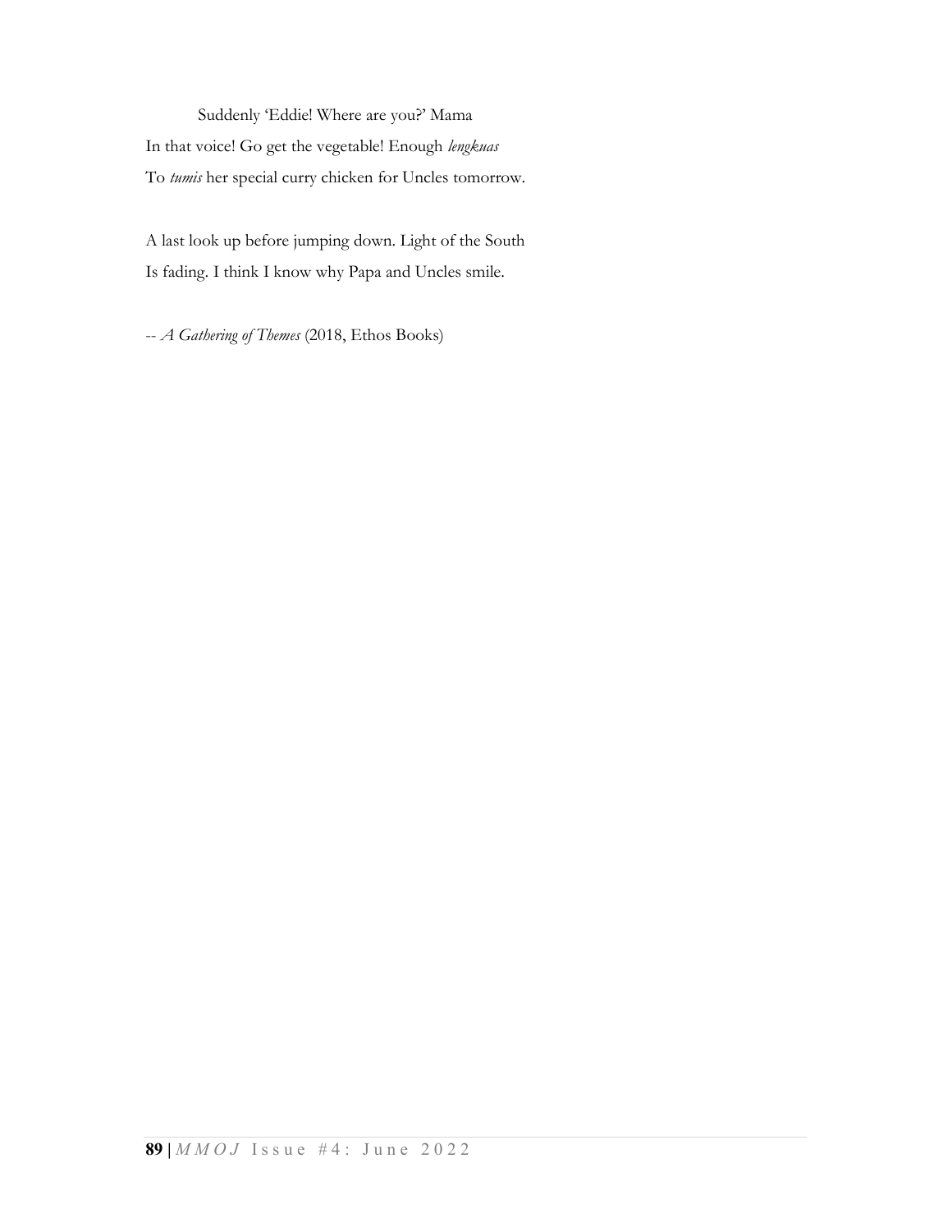Suddenly 'Eddie! Where are you?' Mama  
In that voice! Go get the vegetable! Enough *lengkuas*  
To *tumis* her special curry chicken for Uncles tomorrow.

A last look up before jumping down. Light of the South  
Is fading. I think I know why Papa and Uncles smile.

-- *A Gathering of Themes* (2018, Ethos Books)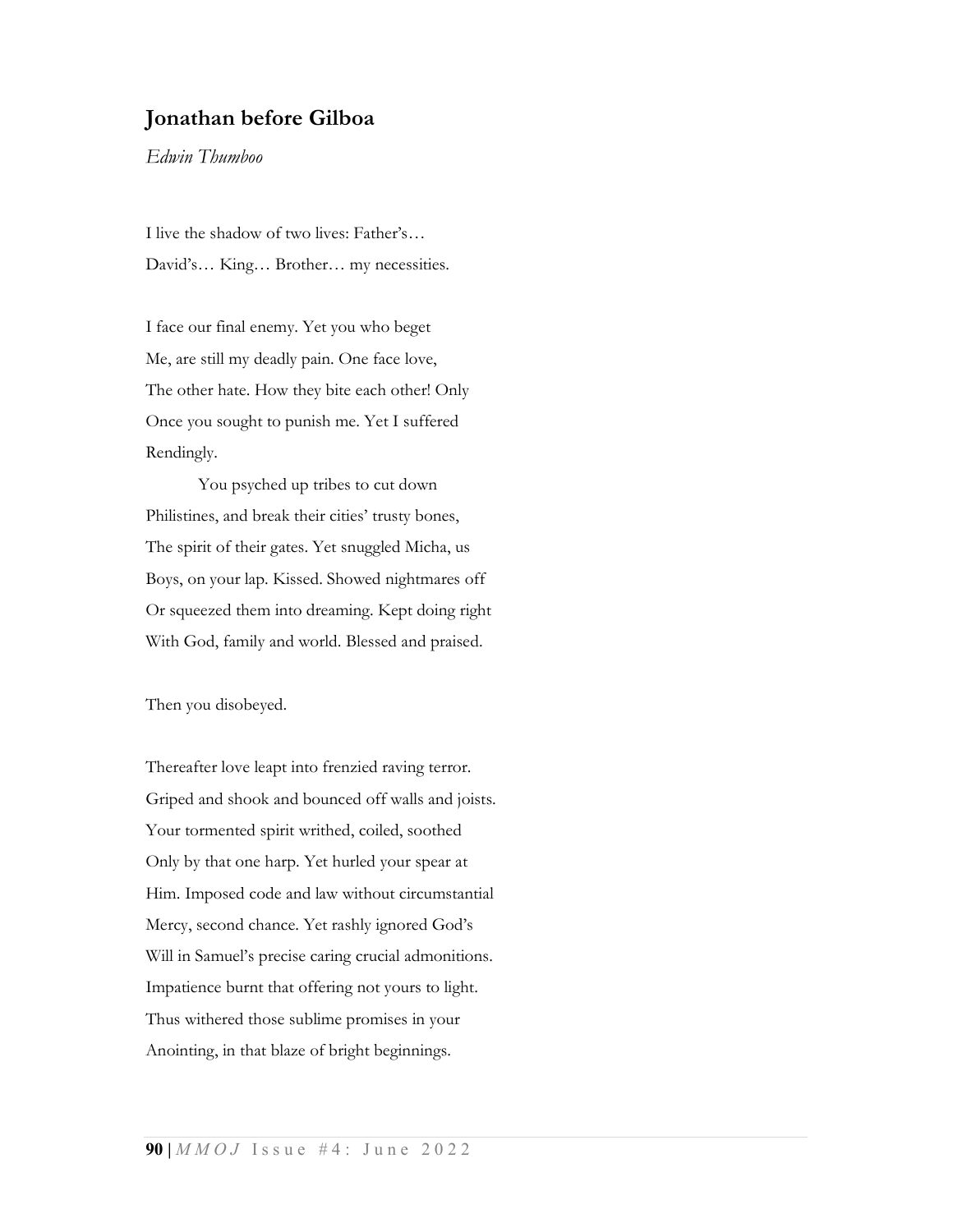## Jonathan before Gilboa

*Edwin Thumboo*

I live the shadow of two lives: Father's…  
David's… King… Brother… my necessities.

I face our final enemy. Yet you who beget  
Me, are still my deadly pain. One face love,  
The other hate. How they bite each other! Only  
Once you sought to punish me. Yet I suffered  
Rendingly.

          You psyched up tribes to cut down  
Philistines, and break their cities' trusty bones,  
The spirit of their gates. Yet snuggled Micha, us  
Boys, on your lap. Kissed. Showed nightmares off  
Or squeezed them into dreaming. Kept doing right  
With God, family and world. Blessed and praised.

Then you disobeyed.

Thereafter love leapt into frenzied raving terror.  
Griped and shook and bounced off walls and joists.  
Your tormented spirit writhed, coiled, soothed  
Only by that one harp. Yet hurled your spear at  
Him. Imposed code and law without circumstantial  
Mercy, second chance. Yet rashly ignored God's  
Will in Samuel's precise caring crucial admonitions.  
Impatience burnt that offering not yours to light.  
Thus withered those sublime promises in your  
Anointing, in that blaze of bright beginnings.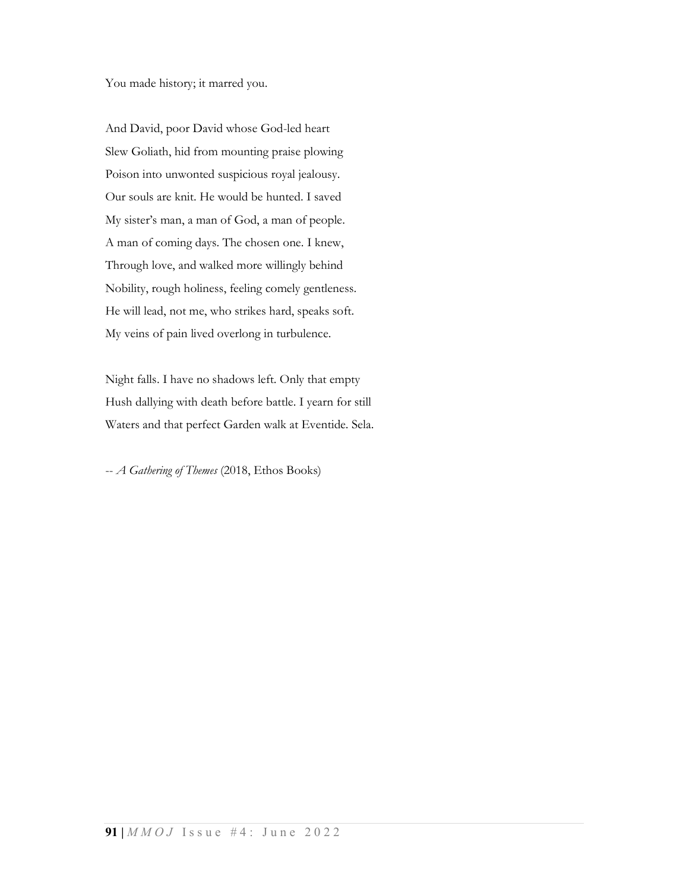You made history; it marred you.

And David, poor David whose God-led heart
Slew Goliath, hid from mounting praise plowing
Poison into unwonted suspicious royal jealousy.
Our souls are knit. He would be hunted. I saved
My sister's man, a man of God, a man of people.
A man of coming days. The chosen one. I knew,
Through love, and walked more willingly behind
Nobility, rough holiness, feeling comely gentleness.
He will lead, not me, who strikes hard, speaks soft.
My veins of pain lived overlong in turbulence.

Night falls. I have no shadows left. Only that empty
Hush dallying with death before battle. I yearn for still
Waters and that perfect Garden walk at Eventide. Sela.

-- *A Gathering of Themes* (2018, Ethos Books)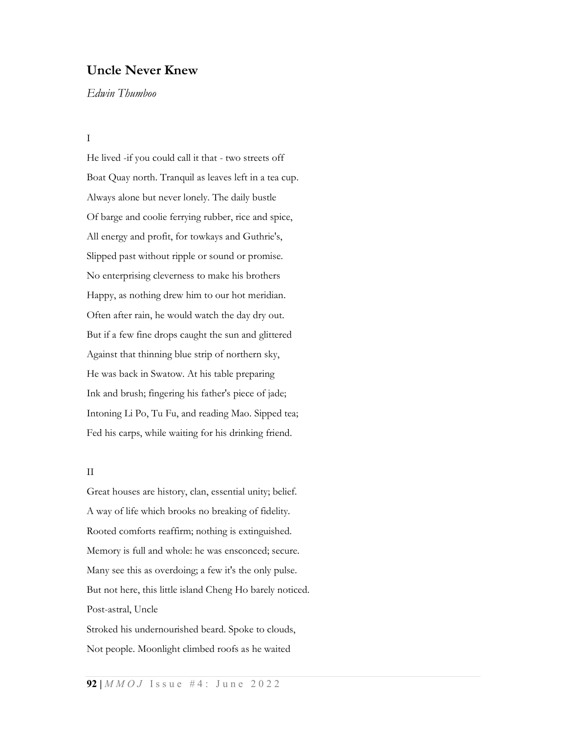# Uncle Never Knew

*Edwin Thumboo*

I

He lived -if you could call it that - two streets off
Boat Quay north. Tranquil as leaves left in a tea cup.
Always alone but never lonely. The daily bustle
Of barge and coolie ferrying rubber, rice and spice,
All energy and profit, for towkays and Guthrie's,
Slipped past without ripple or sound or promise.
No enterprising cleverness to make his brothers
Happy, as nothing drew him to our hot meridian.
Often after rain, he would watch the day dry out.
But if a few fine drops caught the sun and glittered
Against that thinning blue strip of northern sky,
He was back in Swatow. At his table preparing
Ink and brush; fingering his father's piece of jade;
Intoning Li Po, Tu Fu, and reading Mao. Sipped tea;
Fed his carps, while waiting for his drinking friend.

II

Great houses are history, clan, essential unity; belief.
A way of life which brooks no breaking of fidelity.
Rooted comforts reaffirm; nothing is extinguished.
Memory is full and whole: he was ensconced; secure.
Many see this as overdoing; a few it's the only pulse.
But not here, this little island Cheng Ho barely noticed.
Post-astral, Uncle
Stroked his undernourished beard. Spoke to clouds,
Not people. Moonlight climbed roofs as he waited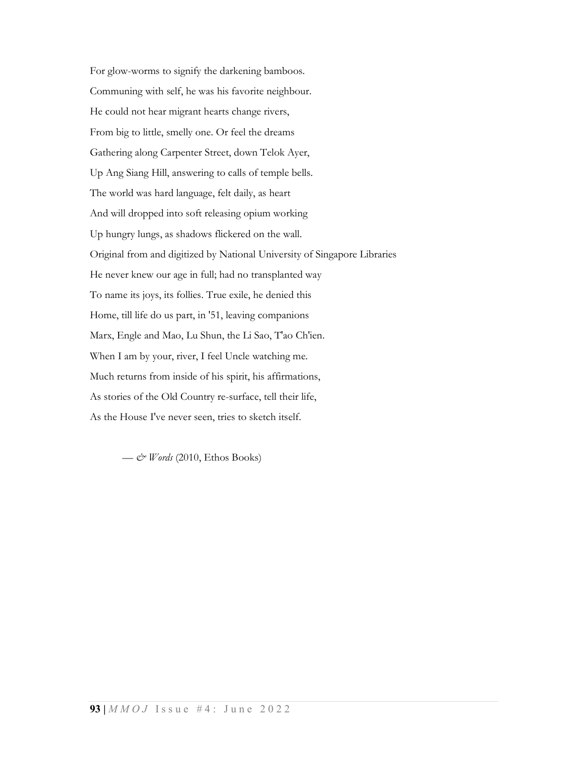For glow-worms to signify the darkening bamboos.

Communing with self, he was his favorite neighbour.

He could not hear migrant hearts change rivers,

From big to little, smelly one. Or feel the dreams

Gathering along Carpenter Street, down Telok Ayer,

Up Ang Siang Hill, answering to calls of temple bells.

The world was hard language, felt daily, as heart

And will dropped into soft releasing opium working

Up hungry lungs, as shadows flickered on the wall.

Original from and digitized by National University of Singapore Libraries

He never knew our age in full; had no transplanted way

To name its joys, its follies. True exile, he denied this

Home, till life do us part, in '51, leaving companions

Marx, Engle and Mao, Lu Shun, the Li Sao, T'ao Ch'ien.

When I am by your, river, I feel Uncle watching me.

Much returns from inside of his spirit, his affirmations,

As stories of the Old Country re-surface, tell their life,

As the House I've never seen, tries to sketch itself.

— *& Words* (2010, Ethos Books)